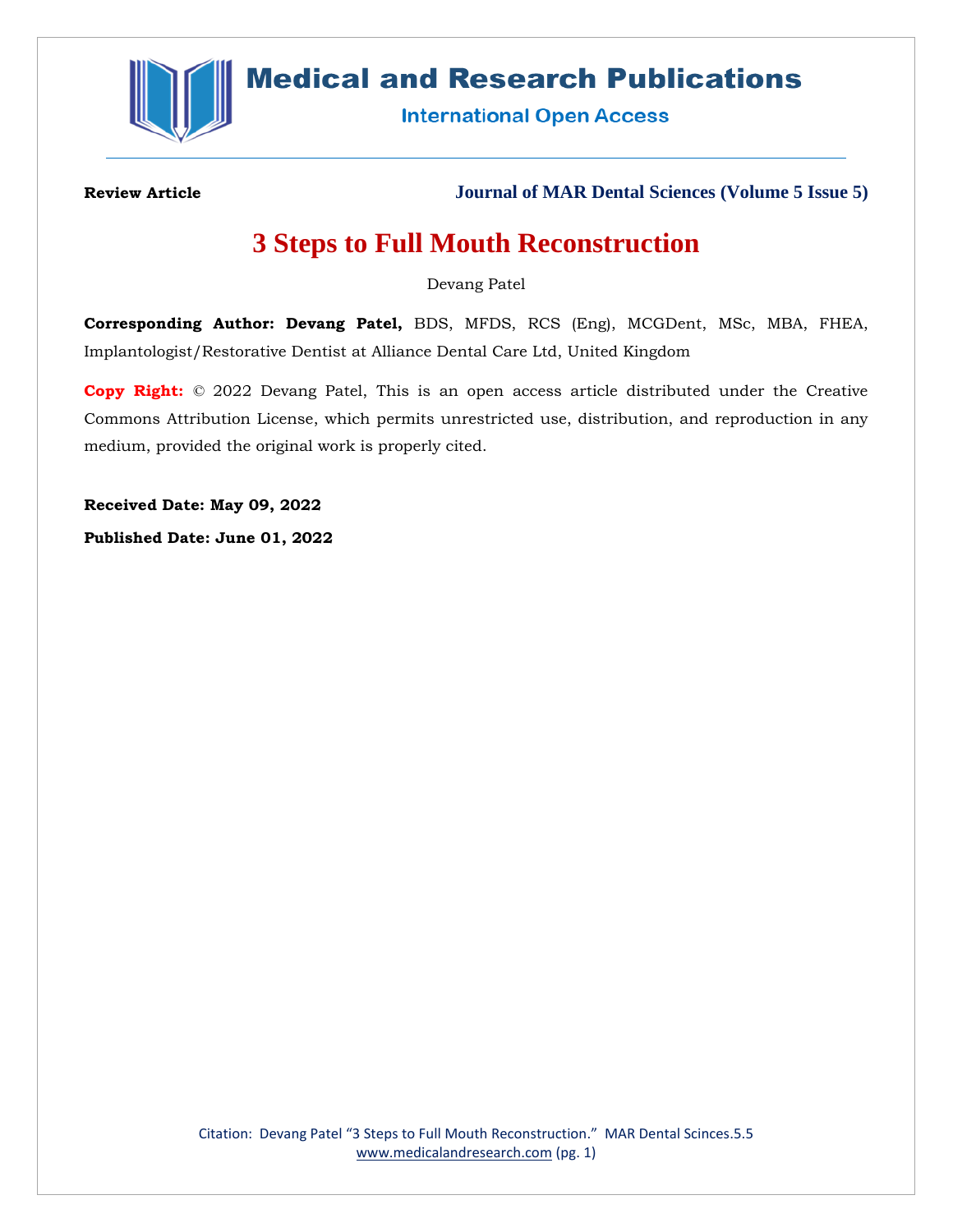**Review Article** **Journal of MAR Dental Sciences (Volume 5 Issue 5)**

# 3 Steps to Full Mouth Reconstruction

Devang Patel

**Corresponding Author: Devang Patel,** BDS, MFDS, RCS (Eng), MCGDent, MSc, MBA, FHEA, Implantologist/Restorative Dentist at Alliance Dental Care Ltd, United Kingdom

**Copy Right:** © 2022 Devang Patel, This is an open access article distributed under the Creative Commons Attribution License, which permits unrestricted use, distribution, and reproduction in any medium, provided the original work is properly cited.

**Received Date: May 09, 2022**

**Published Date: June 01, 2022**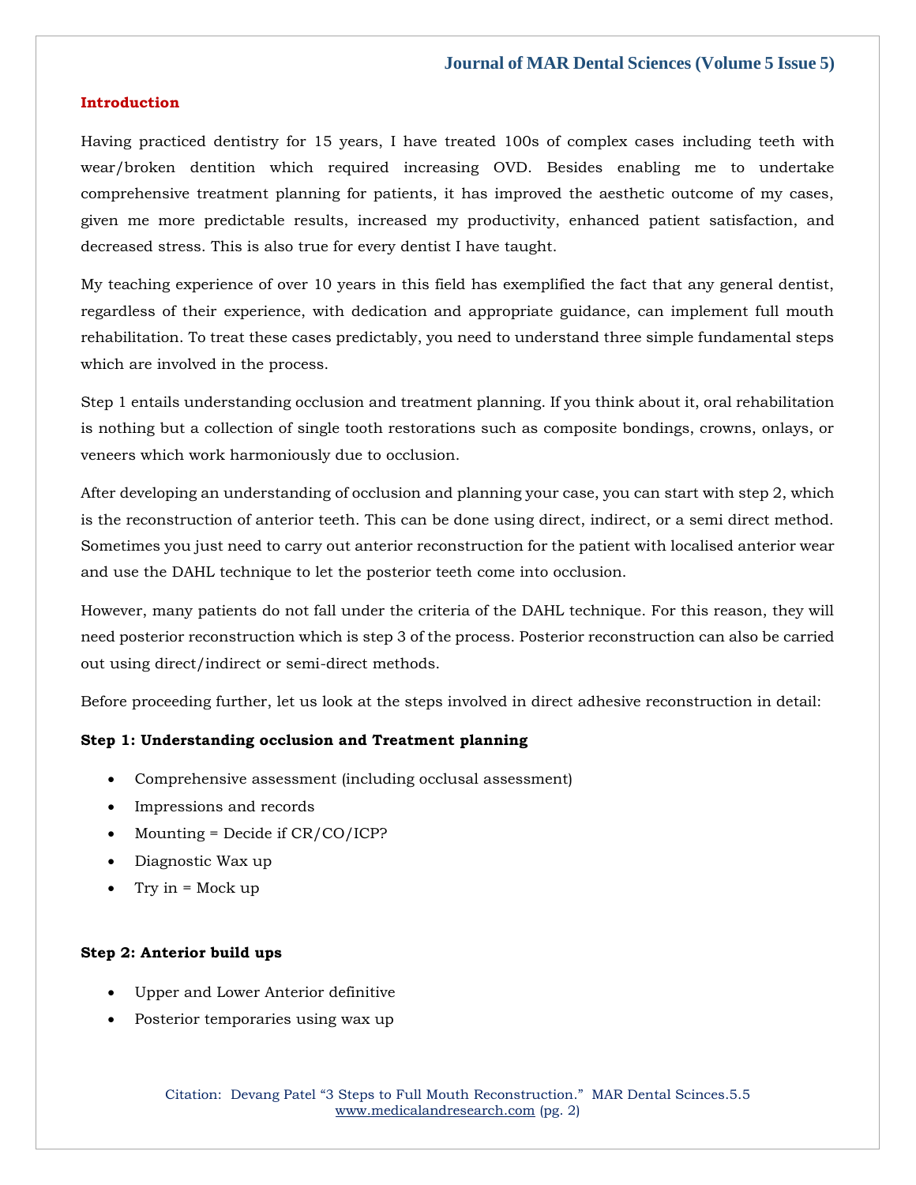## Introduction

Having practiced dentistry for 15 years, I have treated 100s of complex cases including teeth with wear/broken dentition which required increasing OVD. Besides enabling me to undertake comprehensive treatment planning for patients, it has improved the aesthetic outcome of my cases, given me more predictable results, increased my productivity, enhanced patient satisfaction, and decreased stress. This is also true for every dentist I have taught.

My teaching experience of over 10 years in this field has exemplified the fact that any general dentist, regardless of their experience, with dedication and appropriate guidance, can implement full mouth rehabilitation. To treat these cases predictably, you need to understand three simple fundamental steps which are involved in the process.

Step 1 entails understanding occlusion and treatment planning. If you think about it, oral rehabilitation is nothing but a collection of single tooth restorations such as composite bondings, crowns, onlays, or veneers which work harmoniously due to occlusion.

After developing an understanding of occlusion and planning your case, you can start with step 2, which is the reconstruction of anterior teeth. This can be done using direct, indirect, or a semi direct method. Sometimes you just need to carry out anterior reconstruction for the patient with localised anterior wear and use the DAHL technique to let the posterior teeth come into occlusion.

However, many patients do not fall under the criteria of the DAHL technique. For this reason, they will need posterior reconstruction which is step 3 of the process. Posterior reconstruction can also be carried out using direct/indirect or semi-direct methods.

Before proceeding further, let us look at the steps involved in direct adhesive reconstruction in detail:

**Step 1: Understanding occlusion and Treatment planning**

- Comprehensive assessment (including occlusal assessment)
- Impressions and records
- Mounting = Decide if CR/CO/ICP?
- Diagnostic Wax up
- Try in = Mock up

**Step 2: Anterior build ups**

- Upper and Lower Anterior definitive
- Posterior temporaries using wax up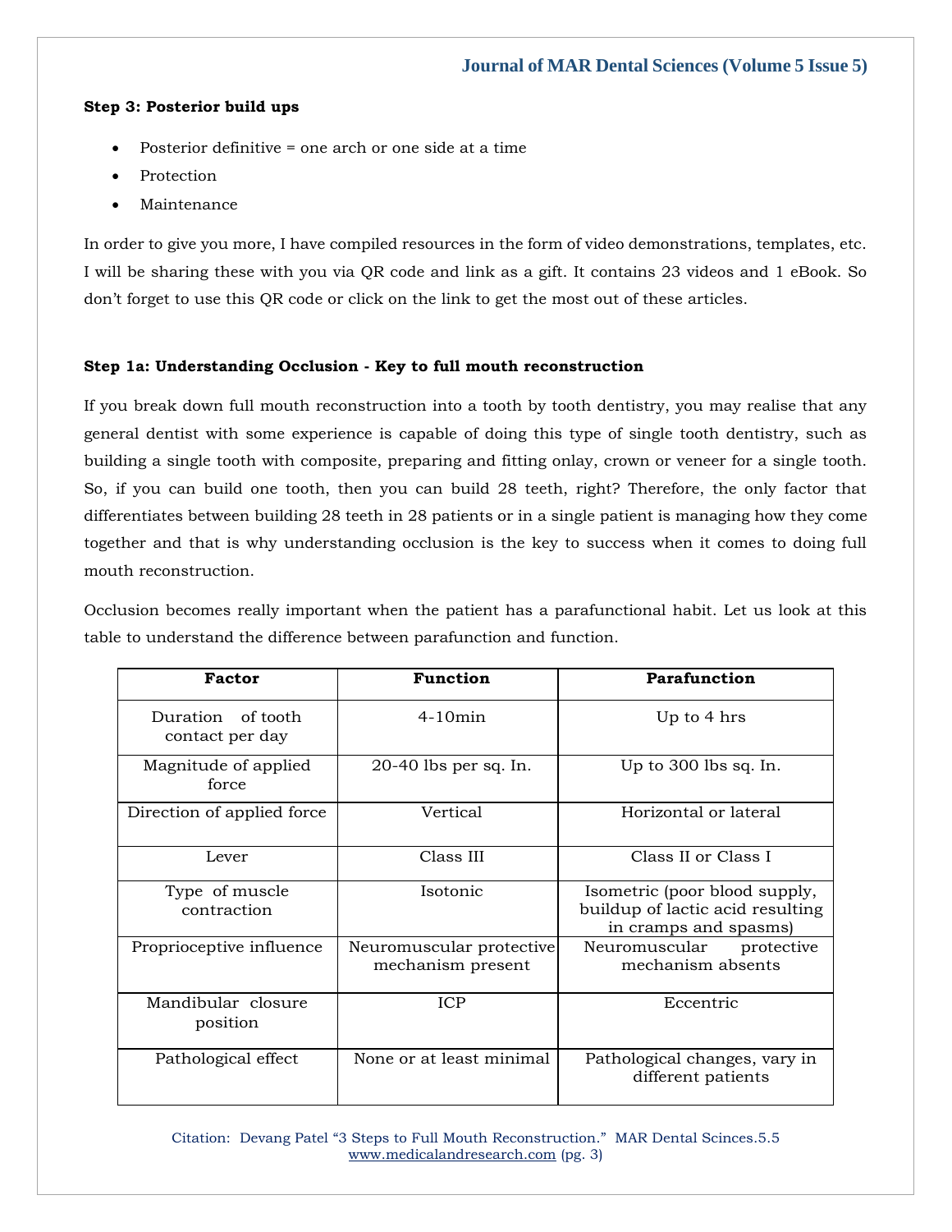**Step 3: Posterior build ups**

- Posterior definitive = one arch or one side at a time
- Protection
- Maintenance

In order to give you more, I have compiled resources in the form of video demonstrations, templates, etc. I will be sharing these with you via QR code and link as a gift. It contains 23 videos and 1 eBook. So don't forget to use this QR code or click on the link to get the most out of these articles.

**Step 1a: Understanding Occlusion - Key to full mouth reconstruction**

If you break down full mouth reconstruction into a tooth by tooth dentistry, you may realise that any general dentist with some experience is capable of doing this type of single tooth dentistry, such as building a single tooth with composite, preparing and fitting onlay, crown or veneer for a single tooth. So, if you can build one tooth, then you can build 28 teeth, right? Therefore, the only factor that differentiates between building 28 teeth in 28 patients or in a single patient is managing how they come together and that is why understanding occlusion is the key to success when it comes to doing full mouth reconstruction.

Occlusion becomes really important when the patient has a parafunctional habit. Let us look at this table to understand the difference between parafunction and function.

| Factor | Function | Parafunction |
|---|---|---|
| Duration of tooth contact per day | 4-10min | Up to 4 hrs |
| Magnitude of applied force | 20-40 lbs per sq. In. | Up to 300 lbs sq. In. |
| Direction of applied force | Vertical | Horizontal or lateral |
| Lever | Class III | Class II or Class I |
| Type of muscle contraction | Isotonic | Isometric (poor blood supply, buildup of lactic acid resulting in cramps and spasms) |
| Proprioceptive influence | Neuromuscular protective mechanism present | Neuromuscular protective mechanism absents |
| Mandibular closure position | ICP | Eccentric |
| Pathological effect | None or at least minimal | Pathological changes, vary in different patients |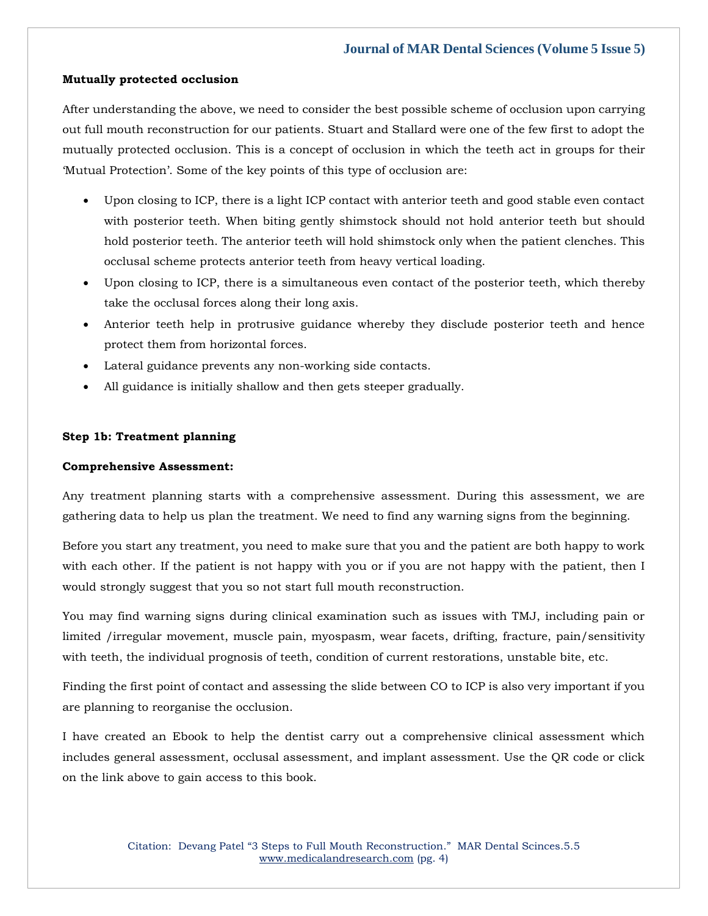**Mutually protected occlusion**

After understanding the above, we need to consider the best possible scheme of occlusion upon carrying out full mouth reconstruction for our patients. Stuart and Stallard were one of the few first to adopt the mutually protected occlusion. This is a concept of occlusion in which the teeth act in groups for their 'Mutual Protection'. Some of the key points of this type of occlusion are:

- Upon closing to ICP, there is a light ICP contact with anterior teeth and good stable even contact with posterior teeth. When biting gently shimstock should not hold anterior teeth but should hold posterior teeth. The anterior teeth will hold shimstock only when the patient clenches. This occlusal scheme protects anterior teeth from heavy vertical loading.
- Upon closing to ICP, there is a simultaneous even contact of the posterior teeth, which thereby take the occlusal forces along their long axis.
- Anterior teeth help in protrusive guidance whereby they disclude posterior teeth and hence protect them from horizontal forces.
- Lateral guidance prevents any non-working side contacts.
- All guidance is initially shallow and then gets steeper gradually.

**Step 1b: Treatment planning**

**Comprehensive Assessment:**

Any treatment planning starts with a comprehensive assessment. During this assessment, we are gathering data to help us plan the treatment. We need to find any warning signs from the beginning.

Before you start any treatment, you need to make sure that you and the patient are both happy to work with each other. If the patient is not happy with you or if you are not happy with the patient, then I would strongly suggest that you so not start full mouth reconstruction.

You may find warning signs during clinical examination such as issues with TMJ, including pain or limited /irregular movement, muscle pain, myospasm, wear facets, drifting, fracture, pain/sensitivity with teeth, the individual prognosis of teeth, condition of current restorations, unstable bite, etc.

Finding the first point of contact and assessing the slide between CO to ICP is also very important if you are planning to reorganise the occlusion.

I have created an Ebook to help the dentist carry out a comprehensive clinical assessment which includes general assessment, occlusal assessment, and implant assessment. Use the QR code or click on the link above to gain access to this book.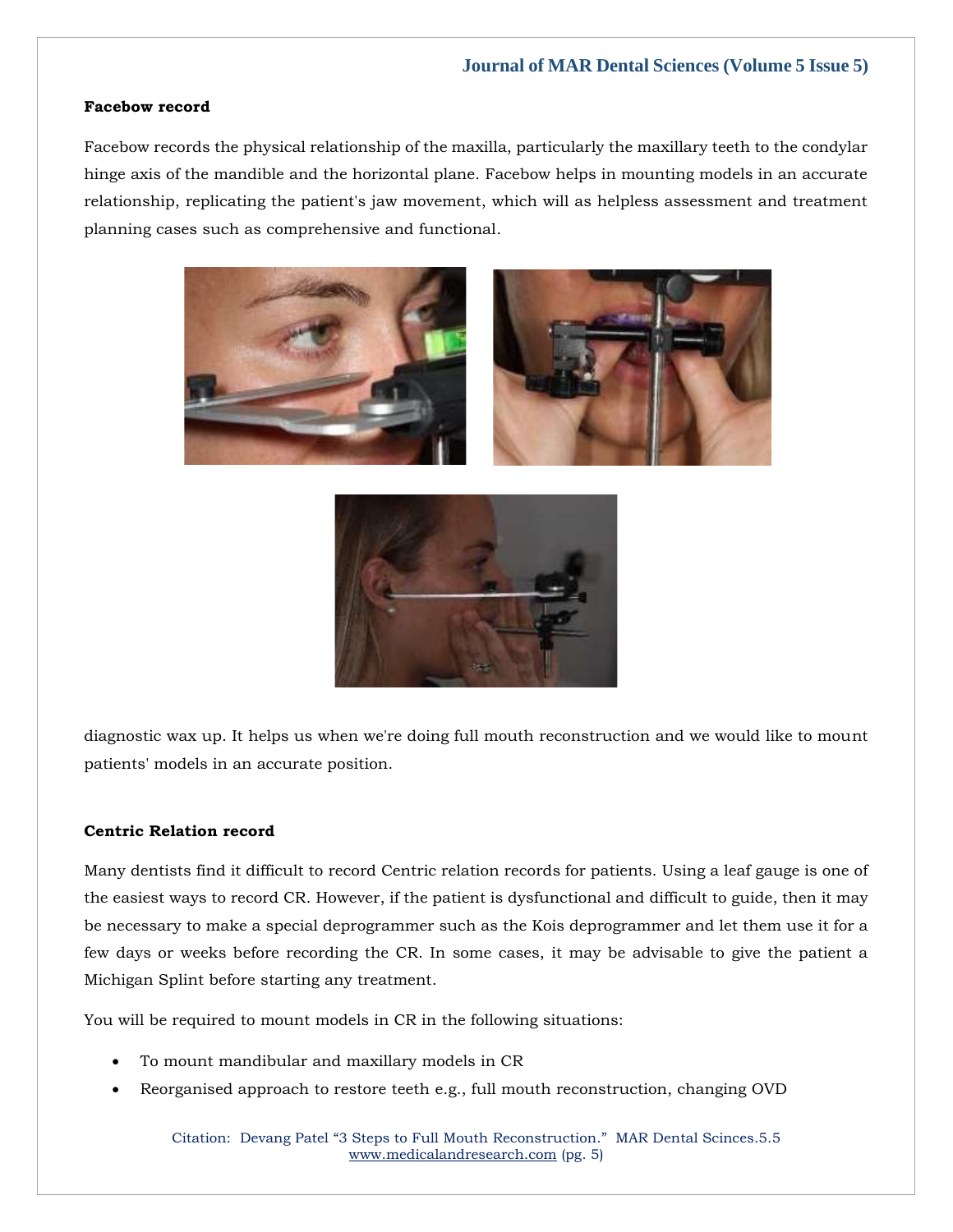**Facebow record**

Facebow records the physical relationship of the maxilla, particularly the maxillary teeth to the condylar hinge axis of the mandible and the horizontal plane. Facebow helps in mounting models in an accurate relationship, replicating the patient's jaw movement, which will as helpless assessment and treatment planning cases such as comprehensive and functional.

diagnostic wax up. It helps us when we're doing full mouth reconstruction and we would like to mount patients' models in an accurate position.

**Centric Relation record**

Many dentists find it difficult to record Centric relation records for patients. Using a leaf gauge is one of the easiest ways to record CR. However, if the patient is dysfunctional and difficult to guide, then it may be necessary to make a special deprogrammer such as the Kois deprogrammer and let them use it for a few days or weeks before recording the CR. In some cases, it may be advisable to give the patient a Michigan Splint before starting any treatment.

You will be required to mount models in CR in the following situations:

- To mount mandibular and maxillary models in CR
- Reorganised approach to restore teeth e.g., full mouth reconstruction, changing OVD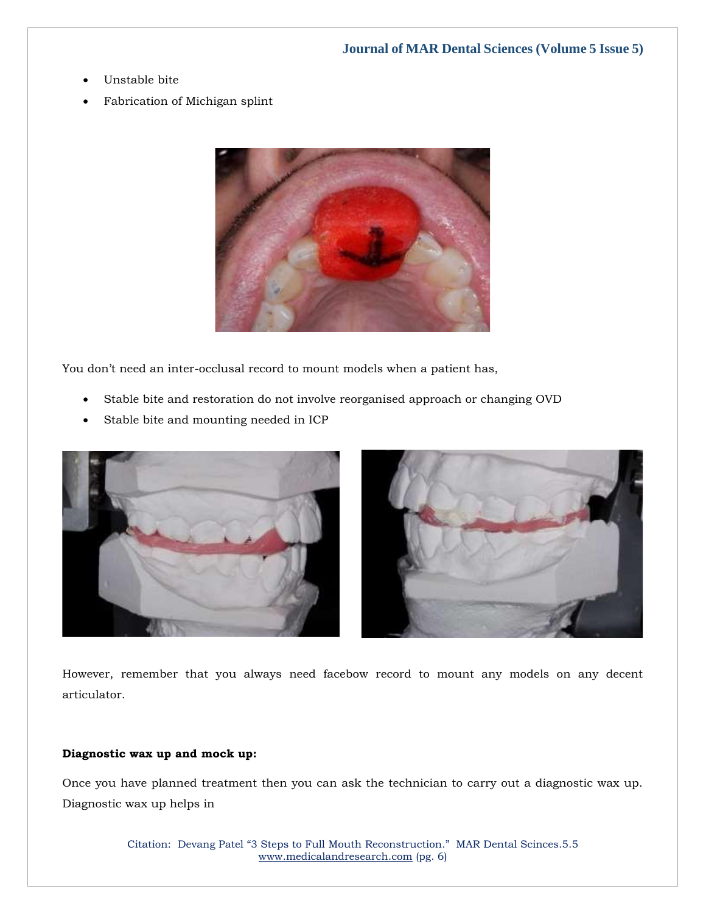- Unstable bite
- Fabrication of Michigan splint

You don't need an inter-occlusal record to mount models when a patient has,

- Stable bite and restoration do not involve reorganised approach or changing OVD
- Stable bite and mounting needed in ICP

However, remember that you always need facebow record to mount any models on any decent articulator.

**Diagnostic wax up and mock up:**

Once you have planned treatment then you can ask the technician to carry out a diagnostic wax up. Diagnostic wax up helps in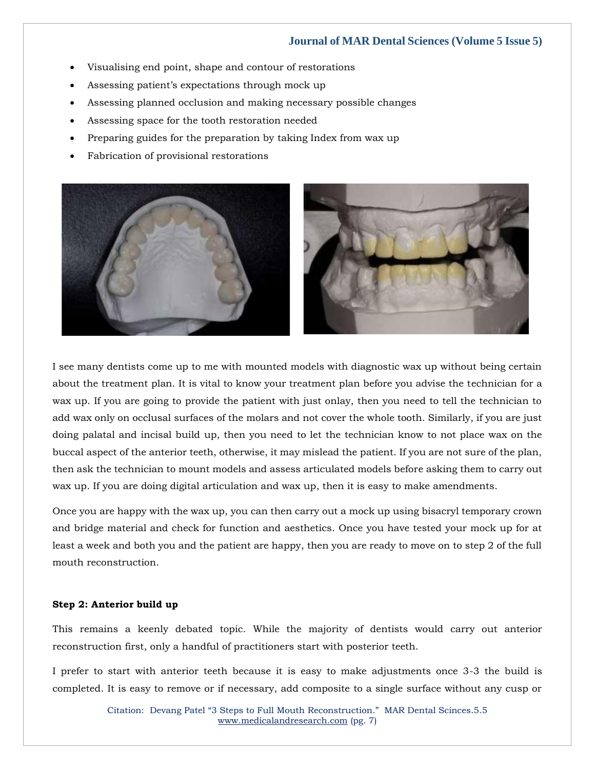- Visualising end point, shape and contour of restorations
- Assessing patient's expectations through mock up
- Assessing planned occlusion and making necessary possible changes
- Assessing space for the tooth restoration needed
- Preparing guides for the preparation by taking Index from wax up
- Fabrication of provisional restorations

I see many dentists come up to me with mounted models with diagnostic wax up without being certain about the treatment plan. It is vital to know your treatment plan before you advise the technician for a wax up. If you are going to provide the patient with just onlay, then you need to tell the technician to add wax only on occlusal surfaces of the molars and not cover the whole tooth. Similarly, if you are just doing palatal and incisal build up, then you need to let the technician know to not place wax on the buccal aspect of the anterior teeth, otherwise, it may mislead the patient. If you are not sure of the plan, then ask the technician to mount models and assess articulated models before asking them to carry out wax up. If you are doing digital articulation and wax up, then it is easy to make amendments.

Once you are happy with the wax up, you can then carry out a mock up using bisacryl temporary crown and bridge material and check for function and aesthetics. Once you have tested your mock up for at least a week and both you and the patient are happy, then you are ready to move on to step 2 of the full mouth reconstruction.

**Step 2: Anterior build up**

This remains a keenly debated topic. While the majority of dentists would carry out anterior reconstruction first, only a handful of practitioners start with posterior teeth.

I prefer to start with anterior teeth because it is easy to make adjustments once 3-3 the build is completed. It is easy to remove or if necessary, add composite to a single surface without any cusp or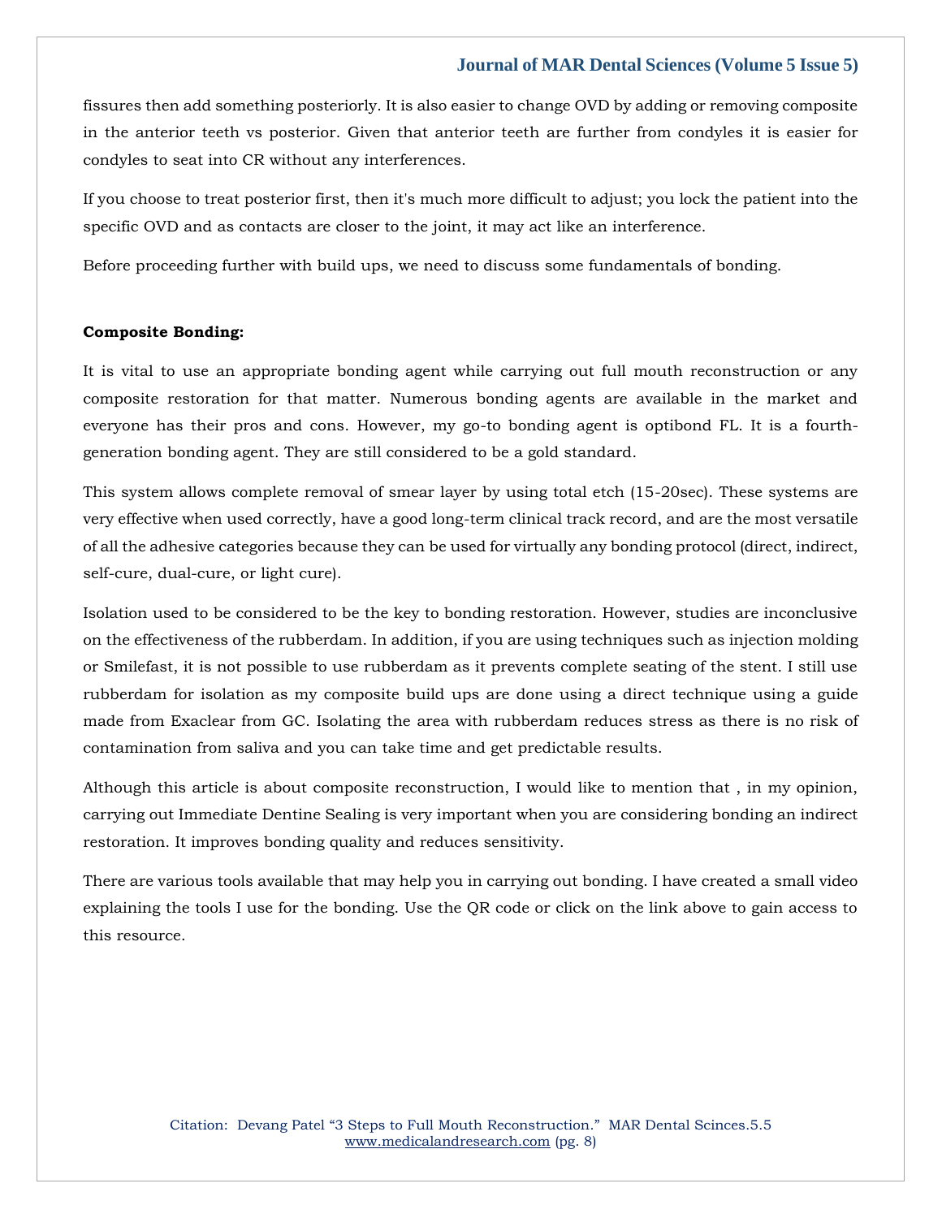fissures then add something posteriorly. It is also easier to change OVD by adding or removing composite in the anterior teeth vs posterior. Given that anterior teeth are further from condyles it is easier for condyles to seat into CR without any interferences.

If you choose to treat posterior first, then it's much more difficult to adjust; you lock the patient into the specific OVD and as contacts are closer to the joint, it may act like an interference.

Before proceeding further with build ups, we need to discuss some fundamentals of bonding.

**Composite Bonding:**

It is vital to use an appropriate bonding agent while carrying out full mouth reconstruction or any composite restoration for that matter. Numerous bonding agents are available in the market and everyone has their pros and cons. However, my go-to bonding agent is optibond FL. It is a fourth-generation bonding agent. They are still considered to be a gold standard.

This system allows complete removal of smear layer by using total etch (15-20sec). These systems are very effective when used correctly, have a good long-term clinical track record, and are the most versatile of all the adhesive categories because they can be used for virtually any bonding protocol (direct, indirect, self-cure, dual-cure, or light cure).

Isolation used to be considered to be the key to bonding restoration. However, studies are inconclusive on the effectiveness of the rubberdam. In addition, if you are using techniques such as injection molding or Smilefast, it is not possible to use rubberdam as it prevents complete seating of the stent. I still use rubberdam for isolation as my composite build ups are done using a direct technique using a guide made from Exaclear from GC. Isolating the area with rubberdam reduces stress as there is no risk of contamination from saliva and you can take time and get predictable results.

Although this article is about composite reconstruction, I would like to mention that , in my opinion, carrying out Immediate Dentine Sealing is very important when you are considering bonding an indirect restoration. It improves bonding quality and reduces sensitivity.

There are various tools available that may help you in carrying out bonding. I have created a small video explaining the tools I use for the bonding. Use the QR code or click on the link above to gain access to this resource.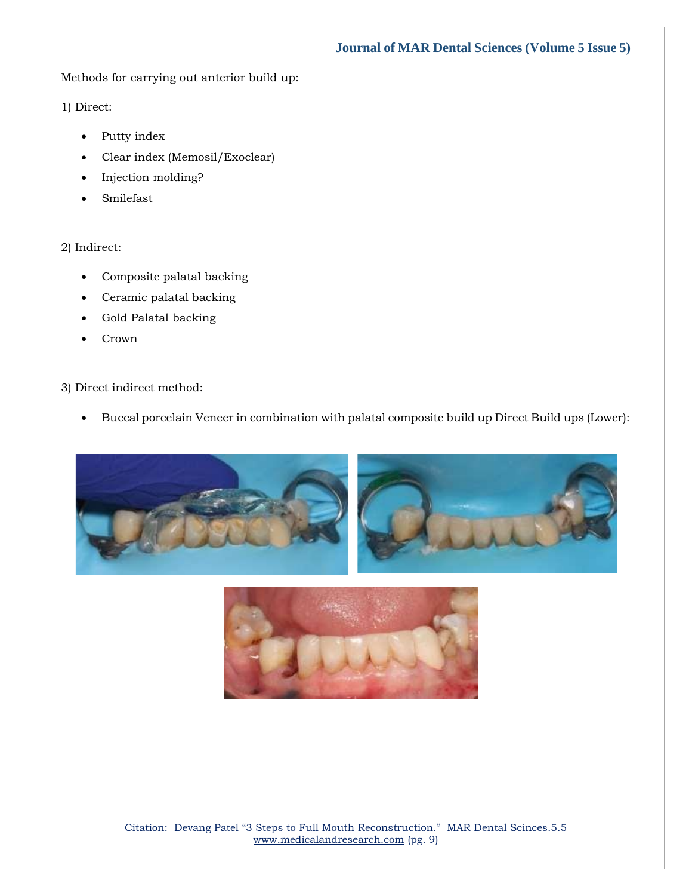Methods for carrying out anterior build up:

1) Direct:

- Putty index
- Clear index (Memosil/Exoclear)
- Injection molding?
- Smilefast

2) Indirect:

- Composite palatal backing
- Ceramic palatal backing
- Gold Palatal backing
- Crown

3) Direct indirect method:

- Buccal porcelain Veneer in combination with palatal composite build up Direct Build ups (Lower):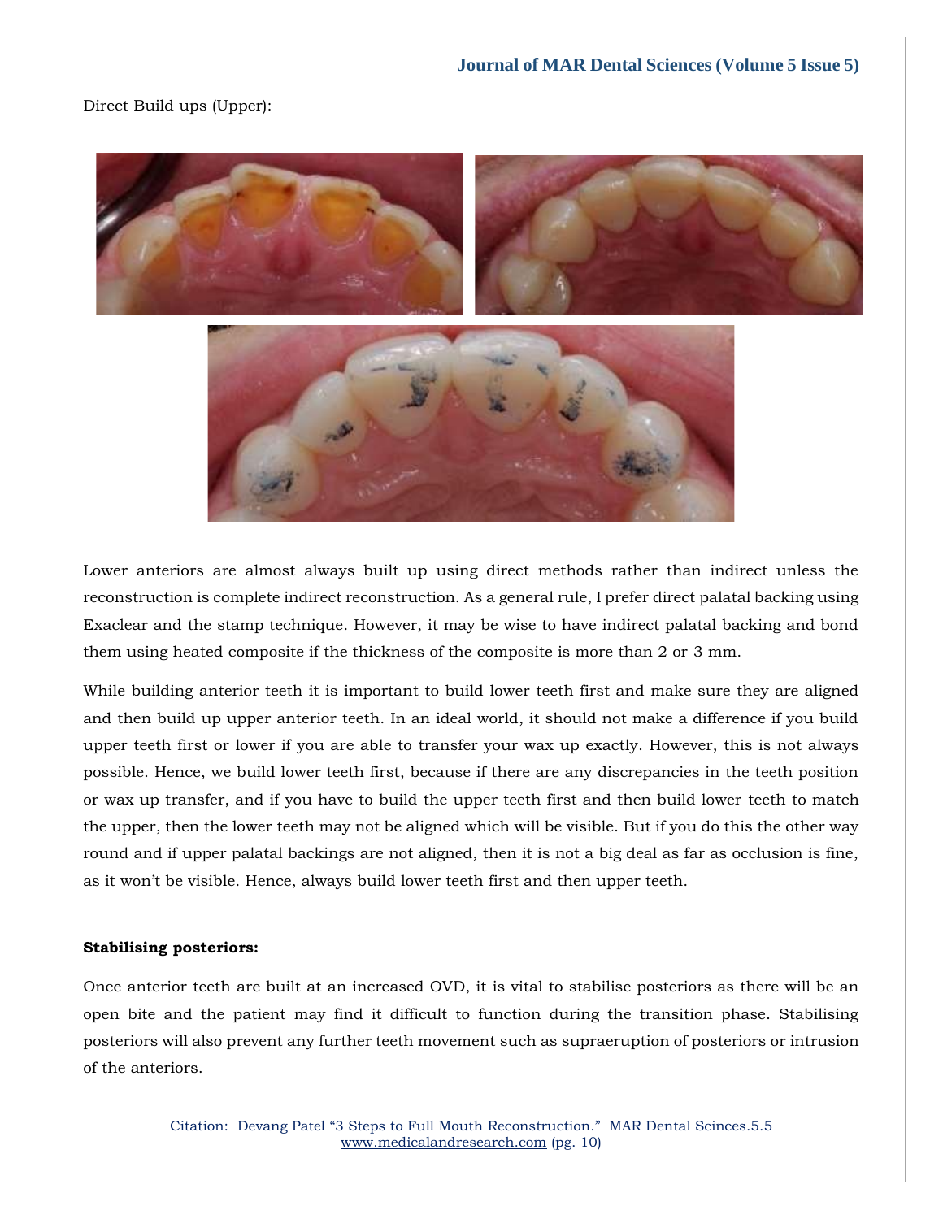Direct Build ups (Upper):

Lower anteriors are almost always built up using direct methods rather than indirect unless the reconstruction is complete indirect reconstruction. As a general rule, I prefer direct palatal backing using Exaclear and the stamp technique. However, it may be wise to have indirect palatal backing and bond them using heated composite if the thickness of the composite is more than 2 or 3 mm.

While building anterior teeth it is important to build lower teeth first and make sure they are aligned and then build up upper anterior teeth. In an ideal world, it should not make a difference if you build upper teeth first or lower if you are able to transfer your wax up exactly. However, this is not always possible. Hence, we build lower teeth first, because if there are any discrepancies in the teeth position or wax up transfer, and if you have to build the upper teeth first and then build lower teeth to match the upper, then the lower teeth may not be aligned which will be visible. But if you do this the other way round and if upper palatal backings are not aligned, then it is not a big deal as far as occlusion is fine, as it won't be visible. Hence, always build lower teeth first and then upper teeth.

**Stabilising posteriors:**

Once anterior teeth are built at an increased OVD, it is vital to stabilise posteriors as there will be an open bite and the patient may find it difficult to function during the transition phase. Stabilising posteriors will also prevent any further teeth movement such as supraeruption of posteriors or intrusion of the anteriors.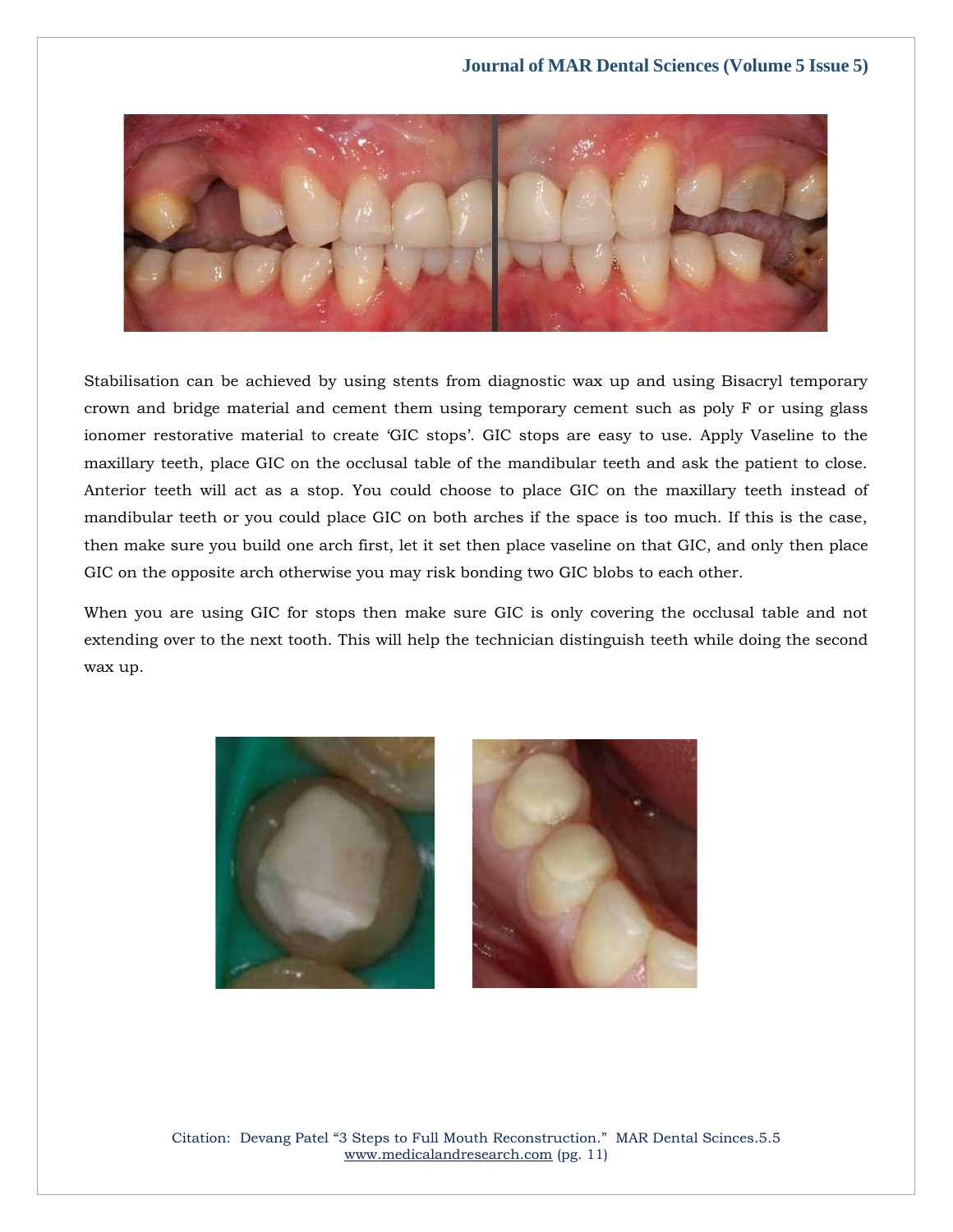Stabilisation can be achieved by using stents from diagnostic wax up and using Bisacryl temporary crown and bridge material and cement them using temporary cement such as poly F or using glass ionomer restorative material to create 'GIC stops'. GIC stops are easy to use. Apply Vaseline to the maxillary teeth, place GIC on the occlusal table of the mandibular teeth and ask the patient to close. Anterior teeth will act as a stop. You could choose to place GIC on the maxillary teeth instead of mandibular teeth or you could place GIC on both arches if the space is too much. If this is the case, then make sure you build one arch first, let it set then place vaseline on that GIC, and only then place GIC on the opposite arch otherwise you may risk bonding two GIC blobs to each other.

When you are using GIC for stops then make sure GIC is only covering the occlusal table and not extending over to the next tooth. This will help the technician distinguish teeth while doing the second wax up.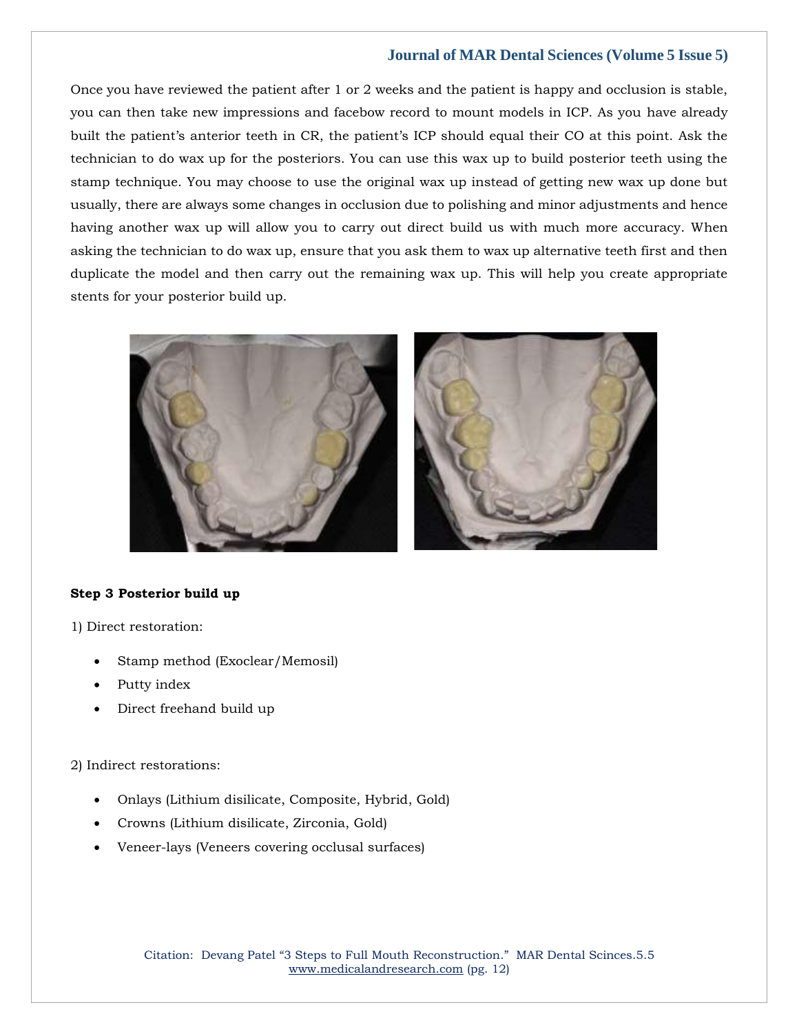Once you have reviewed the patient after 1 or 2 weeks and the patient is happy and occlusion is stable, you can then take new impressions and facebow record to mount models in ICP. As you have already built the patient's anterior teeth in CR, the patient's ICP should equal their CO at this point. Ask the technician to do wax up for the posteriors. You can use this wax up to build posterior teeth using the stamp technique. You may choose to use the original wax up instead of getting new wax up done but usually, there are always some changes in occlusion due to polishing and minor adjustments and hence having another wax up will allow you to carry out direct build us with much more accuracy. When asking the technician to do wax up, ensure that you ask them to wax up alternative teeth first and then duplicate the model and then carry out the remaining wax up. This will help you create appropriate stents for your posterior build up.

**Step 3 Posterior build up**

1) Direct restoration:

- Stamp method (Exoclear/Memosil)
- Putty index
- Direct freehand build up

2) Indirect restorations:

- Onlays (Lithium disilicate, Composite, Hybrid, Gold)
- Crowns (Lithium disilicate, Zirconia, Gold)
- Veneer-lays (Veneers covering occlusal surfaces)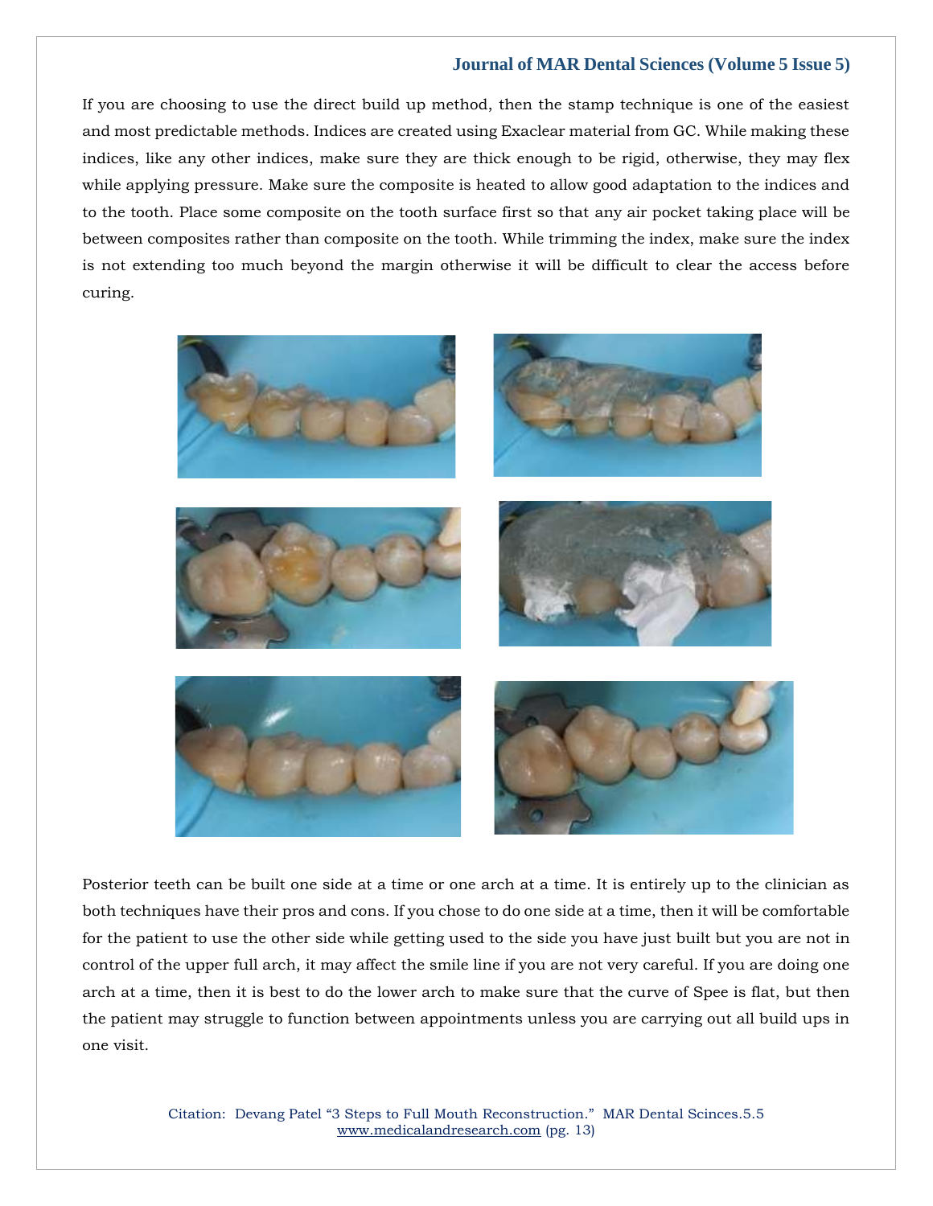If you are choosing to use the direct build up method, then the stamp technique is one of the easiest and most predictable methods. Indices are created using Exaclear material from GC. While making these indices, like any other indices, make sure they are thick enough to be rigid, otherwise, they may flex while applying pressure. Make sure the composite is heated to allow good adaptation to the indices and to the tooth. Place some composite on the tooth surface first so that any air pocket taking place will be between composites rather than composite on the tooth. While trimming the index, make sure the index is not extending too much beyond the margin otherwise it will be difficult to clear the access before curing.

Posterior teeth can be built one side at a time or one arch at a time. It is entirely up to the clinician as both techniques have their pros and cons. If you chose to do one side at a time, then it will be comfortable for the patient to use the other side while getting used to the side you have just built but you are not in control of the upper full arch, it may affect the smile line if you are not very careful. If you are doing one arch at a time, then it is best to do the lower arch to make sure that the curve of Spee is flat, but then the patient may struggle to function between appointments unless you are carrying out all build ups in one visit.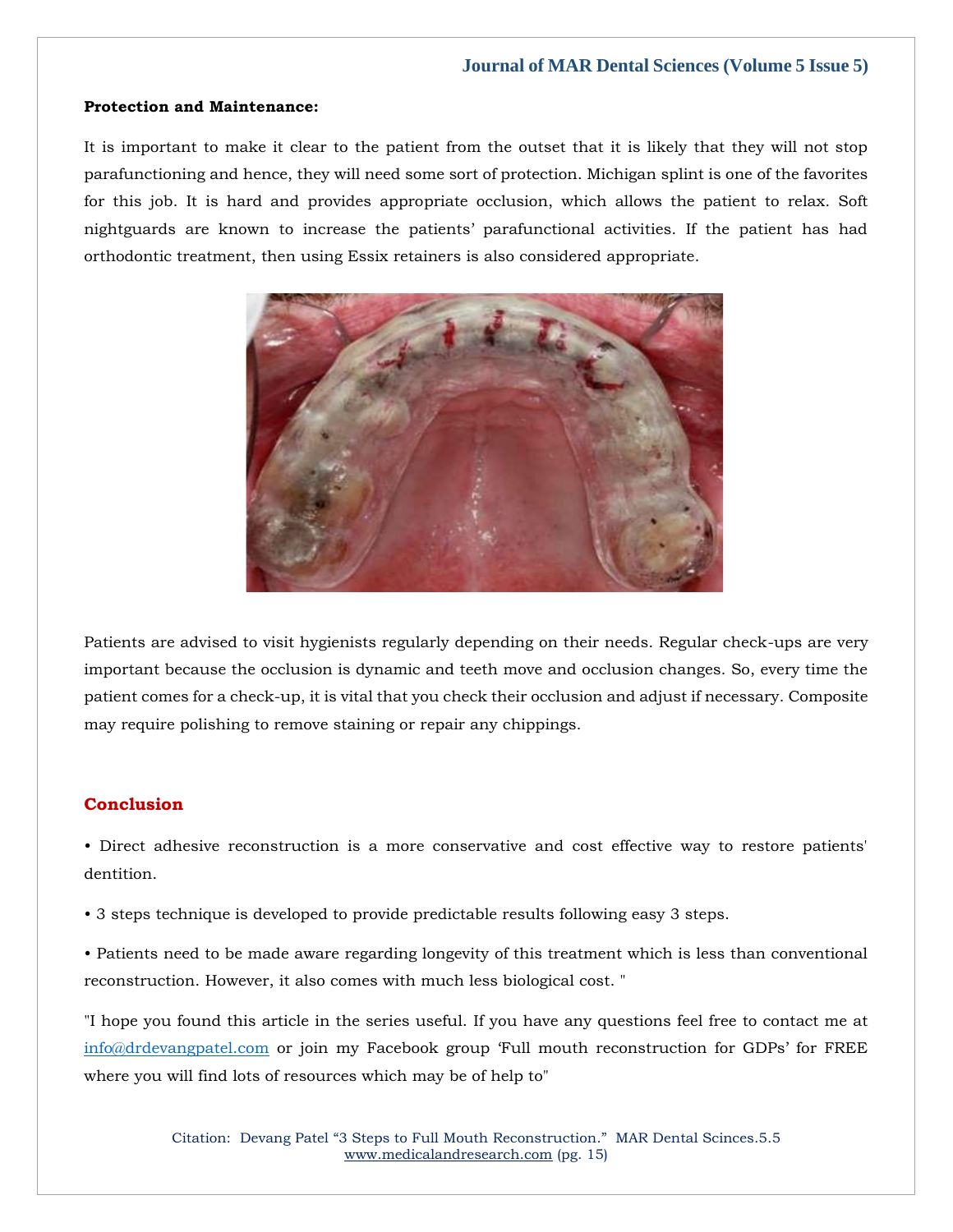**Protection and Maintenance:**

It is important to make it clear to the patient from the outset that it is likely that they will not stop parafunctioning and hence, they will need some sort of protection. Michigan splint is one of the favorites for this job. It is hard and provides appropriate occlusion, which allows the patient to relax. Soft nightguards are known to increase the patients' parafunctional activities. If the patient has had orthodontic treatment, then using Essix retainers is also considered appropriate.

Patients are advised to visit hygienists regularly depending on their needs. Regular check-ups are very important because the occlusion is dynamic and teeth move and occlusion changes. So, every time the patient comes for a check-up, it is vital that you check their occlusion and adjust if necessary. Composite may require polishing to remove staining or repair any chippings.

## Conclusion

- Direct adhesive reconstruction is a more conservative and cost effective way to restore patients' dentition.
- 3 steps technique is developed to provide predictable results following easy 3 steps.
- Patients need to be made aware regarding longevity of this treatment which is less than conventional reconstruction. However, it also comes with much less biological cost. "

"I hope you found this article in the series useful. If you have any questions feel free to contact me at info@drdevangpatel.com or join my Facebook group 'Full mouth reconstruction for GDPs' for FREE where you will find lots of resources which may be of help to"